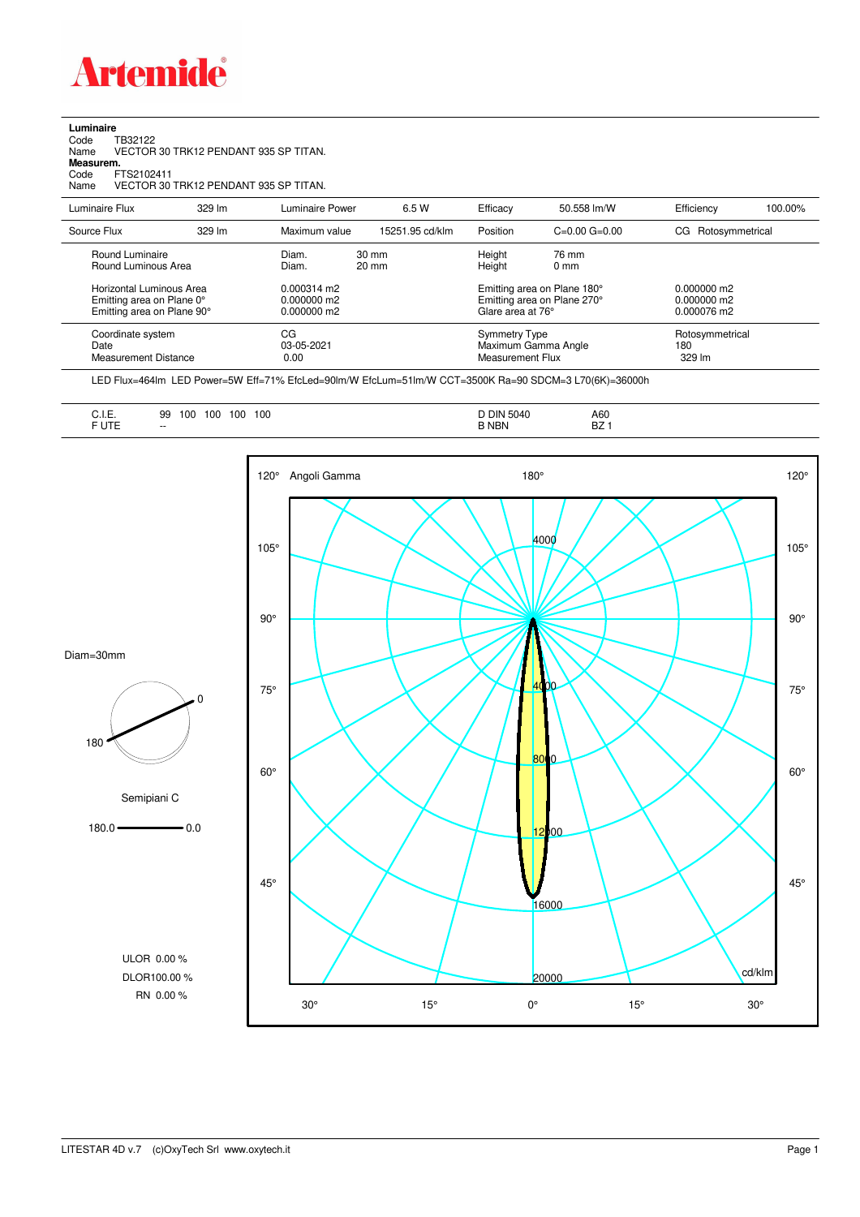# Artemide

**Luminaire**
Code TB32122
Name VECTOR 30 TRK12 PENDANT 935 SP TITAN.
**Measurem.**
Code FTS2102411
Name VECTOR 30 TRK12 PENDANT 935 SP TITAN.

| Luminaire Flux | 329 lm | Luminaire Power | 6.5 W | Efficacy | 50.558 lm/W | Efficiency | 100.00% |
|---|---|---|---|---|---|---|---|
| Source Flux | 329 lm | Maximum value | 15251.95 cd/klm | Position | C=0.00 G=0.00 | CG Rotosymmetrical | |

| | | | | |
|---|---|---|---|---|
| Round Luminaire | Diam. 30 mm | Height 76 mm | | |
| Round Luminous Area | Diam. 20 mm | Height 0 mm | | |
| Horizontal Luminous Area | 0.000314 m2 | Emitting area on Plane 180° | 0.000000 m2 | |
| Emitting area on Plane 0° | 0.000000 m2 | Emitting area on Plane 270° | 0.000000 m2 | |
| Emitting area on Plane 90° | 0.000000 m2 | Glare area at 76° | 0.000076 m2 | |
| Coordinate system | CG | Symmetry Type | Rotosymmetrical | |
| Date | 03-05-2021 | Maximum Gamma Angle | 180 | |
| Measurement Distance | 0.00 | Measurement Flux | 329 lm | |

LED Flux=464lm LED Power=5W Eff=71% EfcLed=90lm/W EfcLum=51lm/W CCT=3500K Ra=90 SDCM=3 L70(6K)=36000h

| | | | |
|---|---|---|---|
| C.I.E. | 99 100 100 100 100 | D DIN 5040 | A60 |
| F UTE | -- | B NBN | BZ 1 |

Diam=30mm

Semipiani C

180.0 — 0.0

Angoli Gamma

ULOR 0.00 %
DLOR100.00 %
RN 0.00 %

cd/klm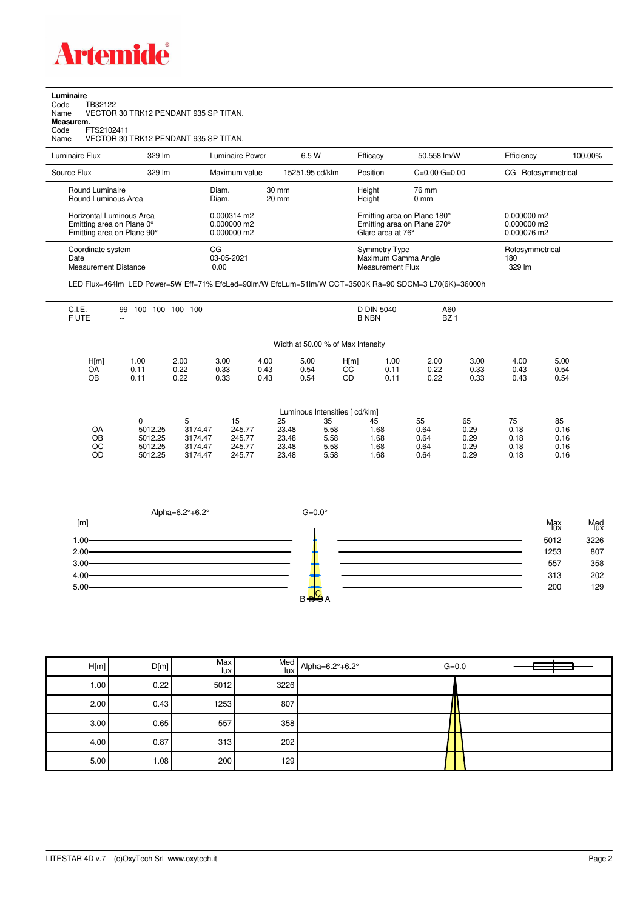Artemide

**Luminaire**
Code TB32122
Name VECTOR 30 TRK12 PENDANT 935 SP TITAN.
**Measurem.**
Code FTS2102411
Name VECTOR 30 TRK12 PENDANT 935 SP TITAN.

| | | | | | | | |
|---|---|---|---|---|---|---|---|
| Luminaire Flux | 329 lm | Luminaire Power | 6.5 W | Efficacy | 50.558 lm/W | Efficiency | 100.00% |
| Source Flux | 329 lm | Maximum value | 15251.95 cd/klm | Position | C=0.00 G=0.00 | CG | Rotosymmetrical |

| | | | | | |
|---|---|---|---|---|---|
| Round Luminaire | Diam. | 30 mm | Height | 76 mm | |
| Round Luminous Area | Diam. | 20 mm | Height | 0 mm | |
| Horizontal Luminous Area | 0.000314 m2 | | Emitting area on Plane 180° | | 0.000000 m2 |
| Emitting area on Plane 0° | 0.000000 m2 | | Emitting area on Plane 270° | | 0.000000 m2 |
| Emitting area on Plane 90° | 0.000000 m2 | | Glare area at 76° | | 0.000076 m2 |
| Coordinate system | CG | | Symmetry Type | | Rotosymmetrical |
| Date | 03-05-2021 | | Maximum Gamma Angle | | 180 |
| Measurement Distance | 0.00 | | Measurement Flux | | 329 lm |

LED Flux=464lm LED Power=5W Eff=71% EfcLed=90lm/W EfcLum=51lm/W CCT=3500K Ra=90 SDCM=3 L70(6K)=36000h

| | | | |
|---|---|---|---|
| C.I.E. | 99 100 100 100 100 | D DIN 5040 | A60 |
| F UTE | -- | B NBN | BZ 1 |

Width at 50.00 % of Max Intensity

| H[m] | 1.00 | 2.00 | 3.00 | 4.00 | 5.00 | H[m] | 1.00 | 2.00 | 3.00 | 4.00 | 5.00 |
|---|---|---|---|---|---|---|---|---|---|---|---|
| OA | 0.11 | 0.22 | 0.33 | 0.43 | 0.54 | OC | 0.11 | 0.22 | 0.33 | 0.43 | 0.54 |
| OB | 0.11 | 0.22 | 0.33 | 0.43 | 0.54 | OD | 0.11 | 0.22 | 0.33 | 0.43 | 0.54 |

Luminous Intensities [ cd/klm]

| | 0 | 5 | 15 | 25 | 35 | 45 | 55 | 65 | 75 | 85 |
|---|---|---|---|---|---|---|---|---|---|---|
| OA | 5012.25 | 3174.47 | 245.77 | 23.48 | 5.58 | 1.68 | 0.64 | 0.29 | 0.18 | 0.16 |
| OB | 5012.25 | 3174.47 | 245.77 | 23.48 | 5.58 | 1.68 | 0.64 | 0.29 | 0.18 | 0.16 |
| OC | 5012.25 | 3174.47 | 245.77 | 23.48 | 5.58 | 1.68 | 0.64 | 0.29 | 0.18 | 0.16 |
| OD | 5012.25 | 3174.47 | 245.77 | 23.48 | 5.58 | 1.68 | 0.64 | 0.29 | 0.18 | 0.16 |

Alpha=6.2°+6.2°
G=0.0°
[m]
Max lux
Med lux
1.00 5012 3226
2.00 1253 807
3.00 557 358
4.00 313 202
5.00 200 129
B D C A

| H[m] | D[m] | Max lux | Med lux | Alpha=6.2°+6.2° G=0.0 |
|---|---|---|---|---|
| 1.00 | 0.22 | 5012 | 3226 | |
| 2.00 | 0.43 | 1253 | 807 | |
| 3.00 | 0.65 | 557 | 358 | |
| 4.00 | 0.87 | 313 | 202 | |
| 5.00 | 1.08 | 200 | 129 | |

LITESTAR 4D v.7 (c)OxyTech Srl www.oxytech.it